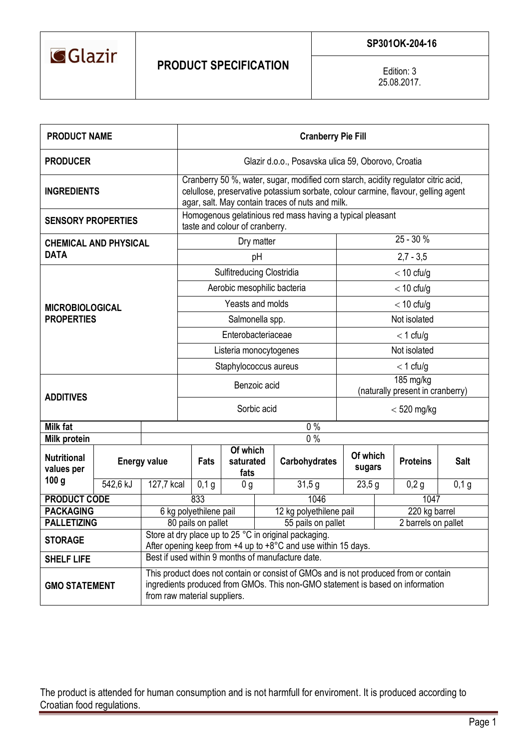| Glazir | **PRODUCT SPECIFICATION** | **SP301OK-204-16** |
|---|---|---|
| | | Edition: 3<br>25.08.2017. |

| **PRODUCT NAME** | **Cranberry Pie Fill** | |
|---|---|---|
| **PRODUCER** | Glazir d.o.o., Posavska ulica 59, Oborovo, Croatia | |
| **INGREDIENTS** | Cranberry 50 %, water, sugar, modified corn starch, acidity regulator citric acid, cellulose, preservative potassium sorbate, colour carmine, flavour, gelling agent agar, salt. May contain traces of nuts and milk. | |
| **SENSORY PROPERTIES** | Homogenous gelatinious red mass having a typical pleasant taste and colour of cranberry. | |
| **CHEMICAL AND PHYSICAL DATA** | Dry matter | 25 - 30 % |
| | pH | 2,7 - 3,5 |
| **MICROBIOLOGICAL PROPERTIES** | Sulfitreducing Clostridia | < 10 cfu/g |
| | Aerobic mesophilic bacteria | < 10 cfu/g |
| | Yeasts and molds | < 10 cfu/g |
| | Salmonella spp. | Not isolated |
| | Enterobacteriaceae | < 1 cfu/g |
| | Listeria monocytogenes | Not isolated |
| | Staphylococcus aureus | < 1 cfu/g |
| **ADDITIVES** | Benzoic acid | 185 mg/kg<br>(naturally present in cranberry) |
| | Sorbic acid | < 520 mg/kg |

| **Milk fat** | 0 % | | | | | | | |
|---|---|---|---|---|---|---|---|---|
| **Milk protein** | 0 % | | | | | | | |
| **Nutritional values per 100 g** | **Energy value** | | **Fats** | **Of which saturated fats** | **Carbohydrates** | **Of which sugars** | **Proteins** | **Salt** |
| | 542,6 kJ | 127,7 kcal | 0,1 g | 0 g | 31,5 g | 23,5 g | 0,2 g | 0,1 g |

| **PRODUCT CODE** | 833 | 1046 | 1047 |
|---|---|---|---|
| **PACKAGING** | 6 kg polyethilene pail | 12 kg polyethilene pail | 220 kg barrel |
| **PALLETIZING** | 80 pails on pallet | 55 pails on pallet | 2 barrels on pallet |
| **STORAGE** | Store at dry place up to 25 °C in original packaging.<br>After opening keep from +4 up to +8°C and use within 15 days. | | |
| **SHELF LIFE** | Best if used within 9 months of manufacture date. | | |
| **GMO STATEMENT** | This product does not contain or consist of GMOs and is not produced from or contain ingredients produced from GMOs. This non-GMO statement is based on information from raw material suppliers. | | |

The product is attended for human consumption and is not harmfull for enviroment. It is produced according to Croatian food regulations.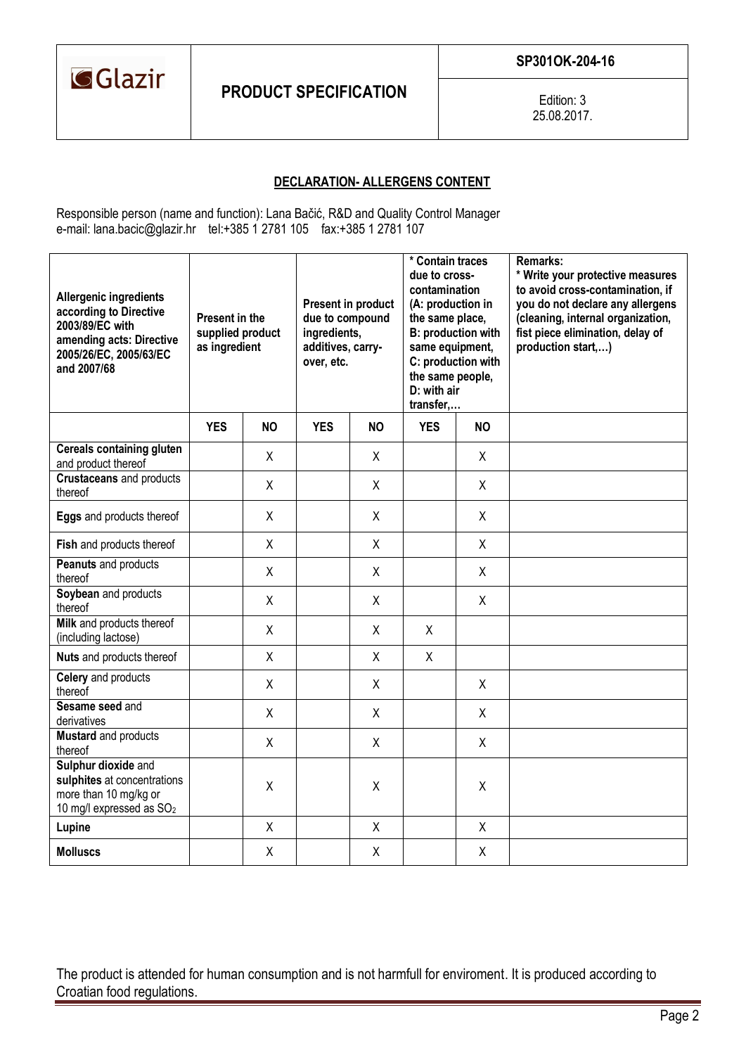| Glazir | PRODUCT SPECIFICATION | SP301OK-204-16 |
|---|---|---|
| | | Edition: 3 25.08.2017. |

## DECLARATION- ALLERGENS CONTENT

Responsible person (name and function): Lana Bačić, R&D and Quality Control Manager
e-mail: lana.bacic@glazir.hr tel:+385 1 2781 105 fax:+385 1 2781 107

| Allergenic ingredients according to Directive 2003/89/EC with amending acts: Directive 2005/26/EC, 2005/63/EC and 2007/68 | Present in the supplied product as ingredient | | Present in product due to compound ingredients, additives, carry-over, etc. | | * Contain traces due to cross-contamination (A: production in the same place, B: production with same equipment, C: production with the same people, D: with air transfer,… | | Remarks: * Write your protective measures to avoid cross-contamination, if you do not declare any allergens (cleaning, internal organization, fist piece elimination, delay of production start,…) |
|---|---|---|---|---|---|---|---|
| | YES | NO | YES | NO | YES | NO | |
| **Cereals containing gluten** and product thereof | | X | | X | | X | |
| **Crustaceans** and products thereof | | X | | X | | X | |
| **Eggs** and products thereof | | X | | X | | X | |
| **Fish** and products thereof | | X | | X | | X | |
| **Peanuts** and products thereof | | X | | X | | X | |
| **Soybean** and products thereof | | X | | X | | X | |
| **Milk** and products thereof (including lactose) | | X | | X | X | | |
| **Nuts** and products thereof | | X | | X | X | | |
| **Celery** and products thereof | | X | | X | | X | |
| **Sesame seed** and derivatives | | X | | X | | X | |
| **Mustard** and products thereof | | X | | X | | X | |
| **Sulphur dioxide** and **sulphites** at concentrations more than 10 mg/kg or 10 mg/l expressed as $SO_2$ | | X | | X | | X | |
| **Lupine** | | X | | X | | X | |
| **Molluscs** | | X | | X | | X | |

The product is attended for human consumption and is not harmfull for enviroment. It is produced according to Croatian food regulations.